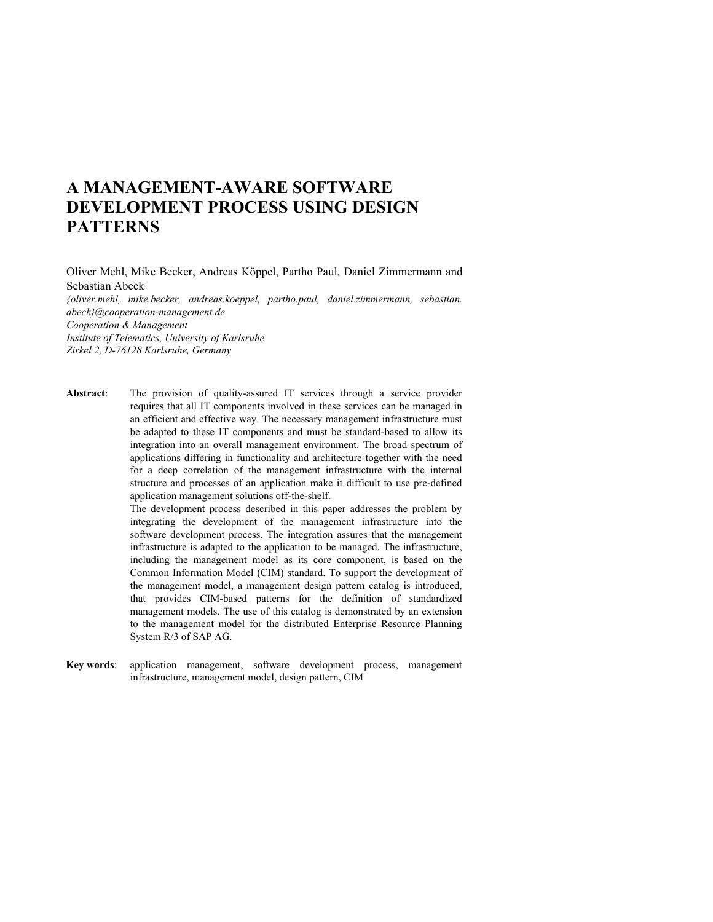# A MANAGEMENT-AWARE SOFTWARE DEVELOPMENT PROCESS USING DESIGN PATTERNS

Oliver Mehl, Mike Becker, Andreas Köppel, Partho Paul, Daniel Zimmermann and Sebastian Abeck

*{oliver.mehl, mike.becker, andreas.koeppel, partho.paul, daniel.zimmermann, sebastian.abeck}@cooperation-management.de*
*Cooperation & Management*
*Institute of Telematics, University of Karlsruhe*
*Zirkel 2, D-76128 Karlsruhe, Germany*

**Abstract**: The provision of quality-assured IT services through a service provider requires that all IT components involved in these services can be managed in an efficient and effective way. The necessary management infrastructure must be adapted to these IT components and must be standard-based to allow its integration into an overall management environment. The broad spectrum of applications differing in functionality and architecture together with the need for a deep correlation of the management infrastructure with the internal structure and processes of an application make it difficult to use pre-defined application management solutions off-the-shelf.

The development process described in this paper addresses the problem by integrating the development of the management infrastructure into the software development process. The integration assures that the management infrastructure is adapted to the application to be managed. The infrastructure, including the management model as its core component, is based on the Common Information Model (CIM) standard. To support the development of the management model, a management design pattern catalog is introduced, that provides CIM-based patterns for the definition of standardized management models. The use of this catalog is demonstrated by an extension to the management model for the distributed Enterprise Resource Planning System R/3 of SAP AG.

**Key words**: application management, software development process, management infrastructure, management model, design pattern, CIM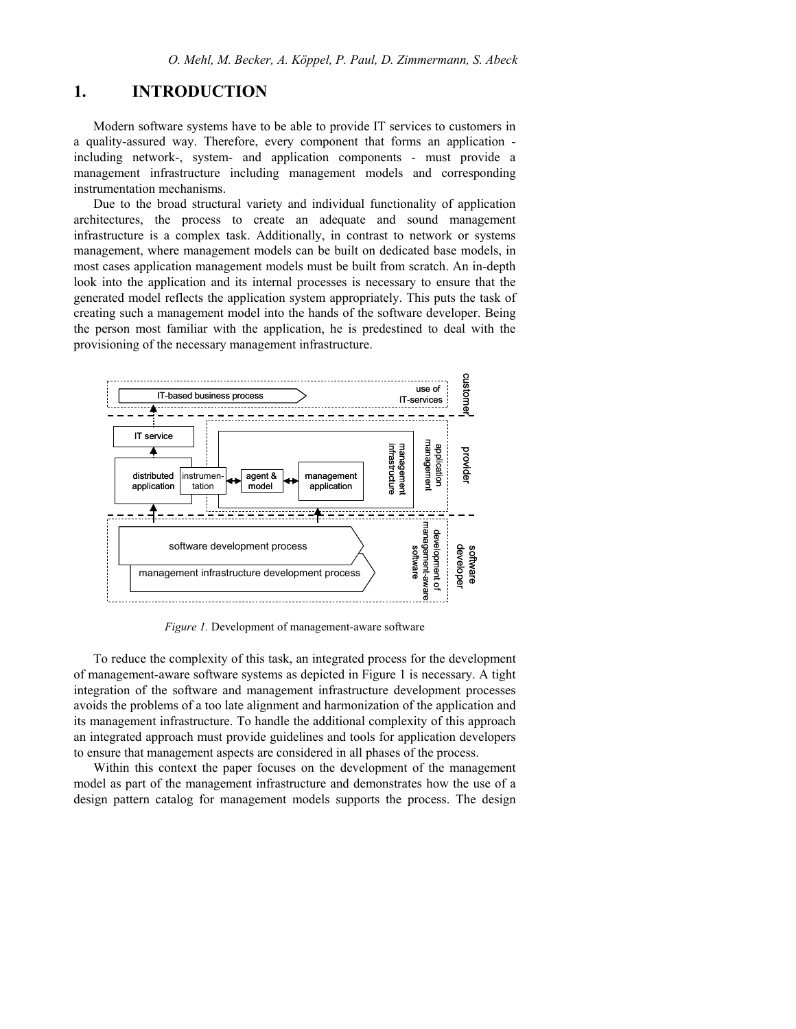# 1. INTRODUCTION

Modern software systems have to be able to provide IT services to customers in a quality-assured way. Therefore, every component that forms an application - including network-, system- and application components - must provide a management infrastructure including management models and corresponding instrumentation mechanisms.

Due to the broad structural variety and individual functionality of application architectures, the process to create an adequate and sound management infrastructure is a complex task. Additionally, in contrast to network or systems management, where management models can be built on dedicated base models, in most cases application management models must be built from scratch. An in-depth look into the application and its internal processes is necessary to ensure that the generated model reflects the application system appropriately. This puts the task of creating such a management model into the hands of the software developer. Being the person most familiar with the application, he is predestined to deal with the provisioning of the necessary management infrastructure.

IT-based business process

use of IT-services

customer

IT service

distributed application

instrumentation

agent & model

management application

management infrastructure

application management

provider

software development process

management infrastructure development process

development of management-aware software

software developer

*Figure 1.* Development of management-aware software

To reduce the complexity of this task, an integrated process for the development of management-aware software systems as depicted in Figure 1 is necessary. A tight integration of the software and management infrastructure development processes avoids the problems of a too late alignment and harmonization of the application and its management infrastructure. To handle the additional complexity of this approach an integrated approach must provide guidelines and tools for application developers to ensure that management aspects are considered in all phases of the process.

Within this context the paper focuses on the development of the management model as part of the management infrastructure and demonstrates how the use of a design pattern catalog for management models supports the process. The design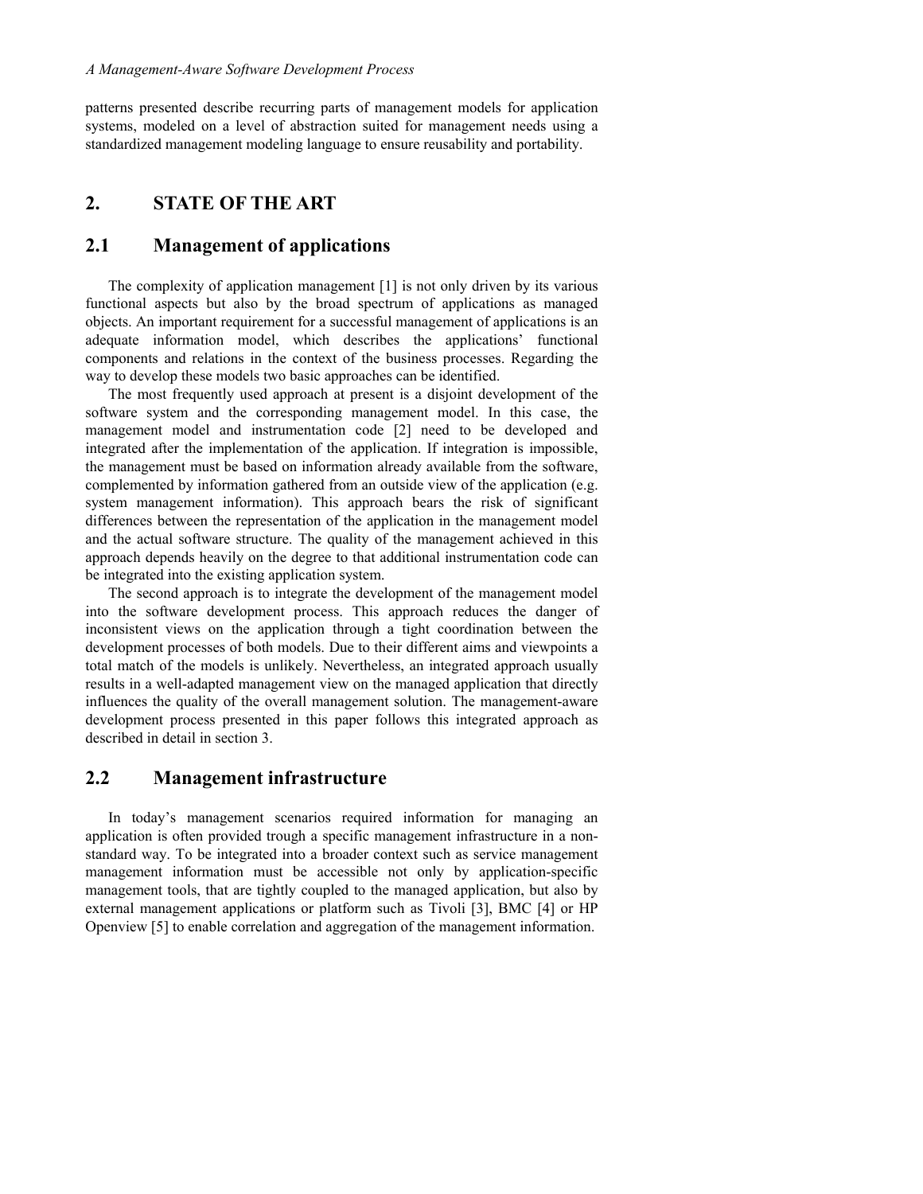patterns presented describe recurring parts of management models for application systems, modeled on a level of abstraction suited for management needs using a standardized management modeling language to ensure reusability and portability.

## 2. STATE OF THE ART

### 2.1 Management of applications

The complexity of application management [1] is not only driven by its various functional aspects but also by the broad spectrum of applications as managed objects. An important requirement for a successful management of applications is an adequate information model, which describes the applications' functional components and relations in the context of the business processes. Regarding the way to develop these models two basic approaches can be identified.

The most frequently used approach at present is a disjoint development of the software system and the corresponding management model. In this case, the management model and instrumentation code [2] need to be developed and integrated after the implementation of the application. If integration is impossible, the management must be based on information already available from the software, complemented by information gathered from an outside view of the application (e.g. system management information). This approach bears the risk of significant differences between the representation of the application in the management model and the actual software structure. The quality of the management achieved in this approach depends heavily on the degree to that additional instrumentation code can be integrated into the existing application system.

The second approach is to integrate the development of the management model into the software development process. This approach reduces the danger of inconsistent views on the application through a tight coordination between the development processes of both models. Due to their different aims and viewpoints a total match of the models is unlikely. Nevertheless, an integrated approach usually results in a well-adapted management view on the managed application that directly influences the quality of the overall management solution. The management-aware development process presented in this paper follows this integrated approach as described in detail in section 3.

### 2.2 Management infrastructure

In today's management scenarios required information for managing an application is often provided trough a specific management infrastructure in a non-standard way. To be integrated into a broader context such as service management management information must be accessible not only by application-specific management tools, that are tightly coupled to the managed application, but also by external management applications or platform such as Tivoli [3], BMC [4] or HP Openview [5] to enable correlation and aggregation of the management information.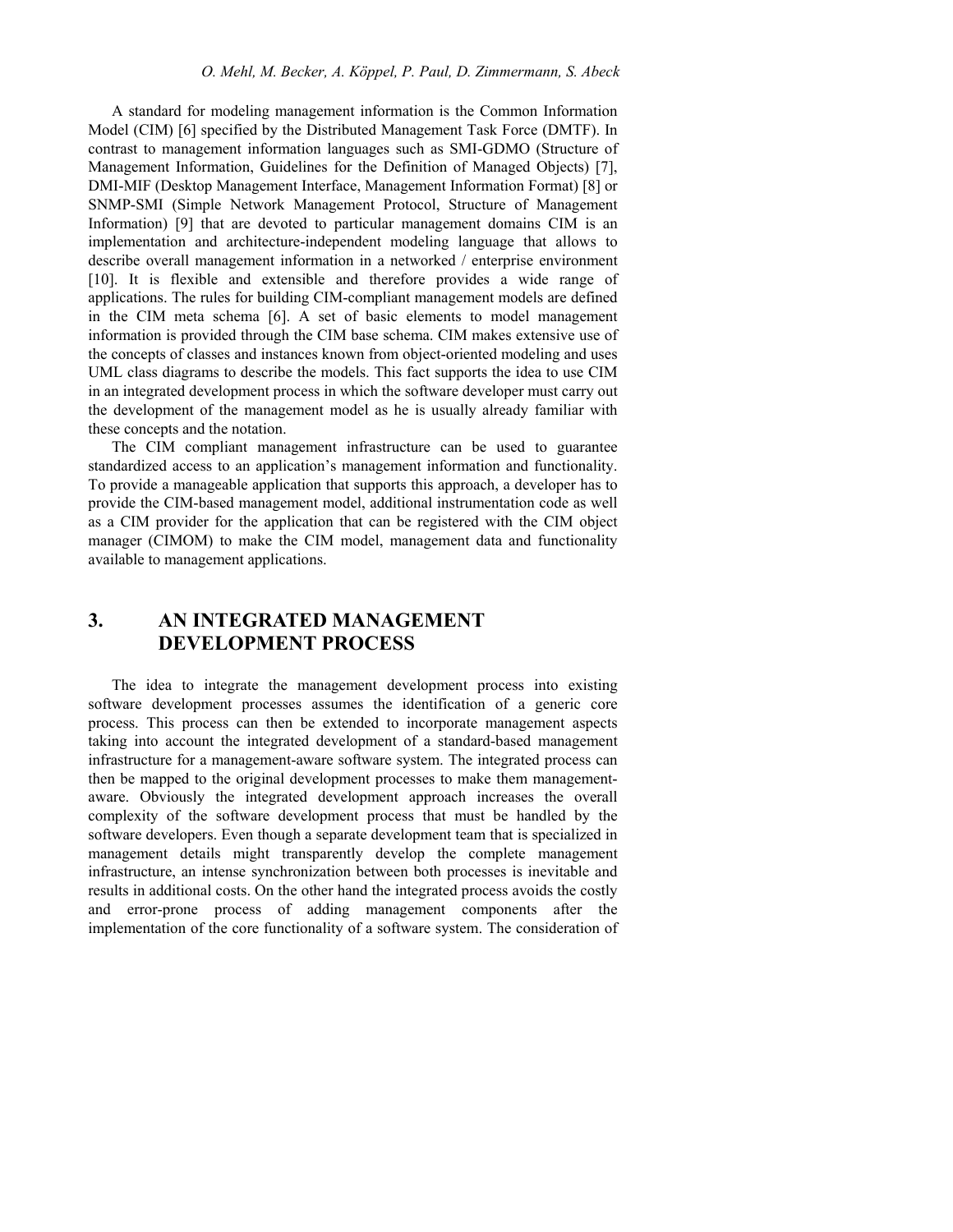A standard for modeling management information is the Common Information Model (CIM) [6] specified by the Distributed Management Task Force (DMTF). In contrast to management information languages such as SMI-GDMO (Structure of Management Information, Guidelines for the Definition of Managed Objects) [7], DMI-MIF (Desktop Management Interface, Management Information Format) [8] or SNMP-SMI (Simple Network Management Protocol, Structure of Management Information) [9] that are devoted to particular management domains CIM is an implementation and architecture-independent modeling language that allows to describe overall management information in a networked / enterprise environment [10]. It is flexible and extensible and therefore provides a wide range of applications. The rules for building CIM-compliant management models are defined in the CIM meta schema [6]. A set of basic elements to model management information is provided through the CIM base schema. CIM makes extensive use of the concepts of classes and instances known from object-oriented modeling and uses UML class diagrams to describe the models. This fact supports the idea to use CIM in an integrated development process in which the software developer must carry out the development of the management model as he is usually already familiar with these concepts and the notation.

The CIM compliant management infrastructure can be used to guarantee standardized access to an application's management information and functionality. To provide a manageable application that supports this approach, a developer has to provide the CIM-based management model, additional instrumentation code as well as a CIM provider for the application that can be registered with the CIM object manager (CIMOM) to make the CIM model, management data and functionality available to management applications.

# 3. AN INTEGRATED MANAGEMENT DEVELOPMENT PROCESS

The idea to integrate the management development process into existing software development processes assumes the identification of a generic core process. This process can then be extended to incorporate management aspects taking into account the integrated development of a standard-based management infrastructure for a management-aware software system. The integrated process can then be mapped to the original development processes to make them management-aware. Obviously the integrated development approach increases the overall complexity of the software development process that must be handled by the software developers. Even though a separate development team that is specialized in management details might transparently develop the complete management infrastructure, an intense synchronization between both processes is inevitable and results in additional costs. On the other hand the integrated process avoids the costly and error-prone process of adding management components after the implementation of the core functionality of a software system. The consideration of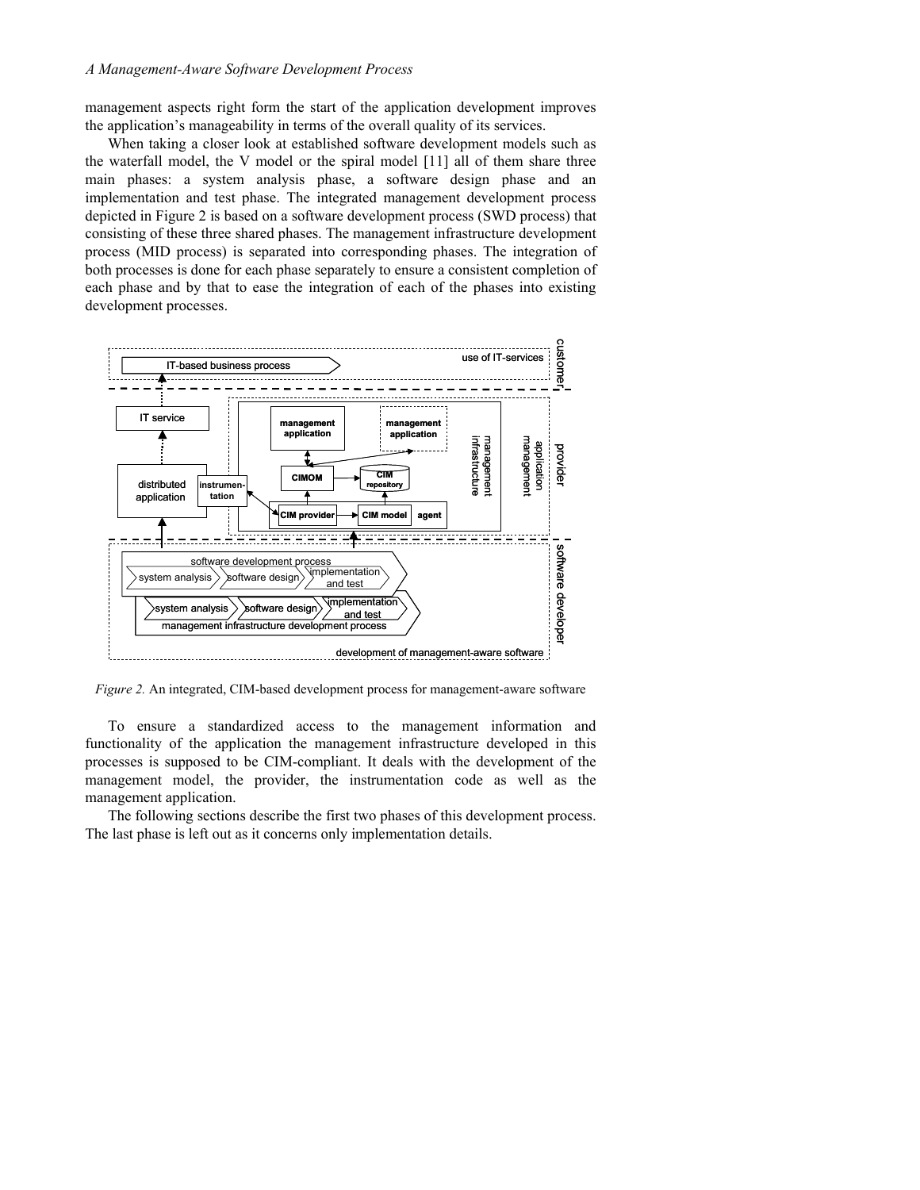management aspects right form the start of the application development improves the application's manageability in terms of the overall quality of its services.

When taking a closer look at established software development models such as the waterfall model, the V model or the spiral model [11] all of them share three main phases: a system analysis phase, a software design phase and an implementation and test phase. The integrated management development process depicted in Figure 2 is based on a software development process (SWD process) that consisting of these three shared phases. The management infrastructure development process (MID process) is separated into corresponding phases. The integration of both processes is done for each phase separately to ensure a consistent completion of each phase and by that to ease the integration of each of the phases into existing development processes.

*Figure 2.* An integrated, CIM-based development process for management-aware software

To ensure a standardized access to the management information and functionality of the application the management infrastructure developed in this processes is supposed to be CIM-compliant. It deals with the development of the management model, the provider, the instrumentation code as well as the management application.

The following sections describe the first two phases of this development process. The last phase is left out as it concerns only implementation details.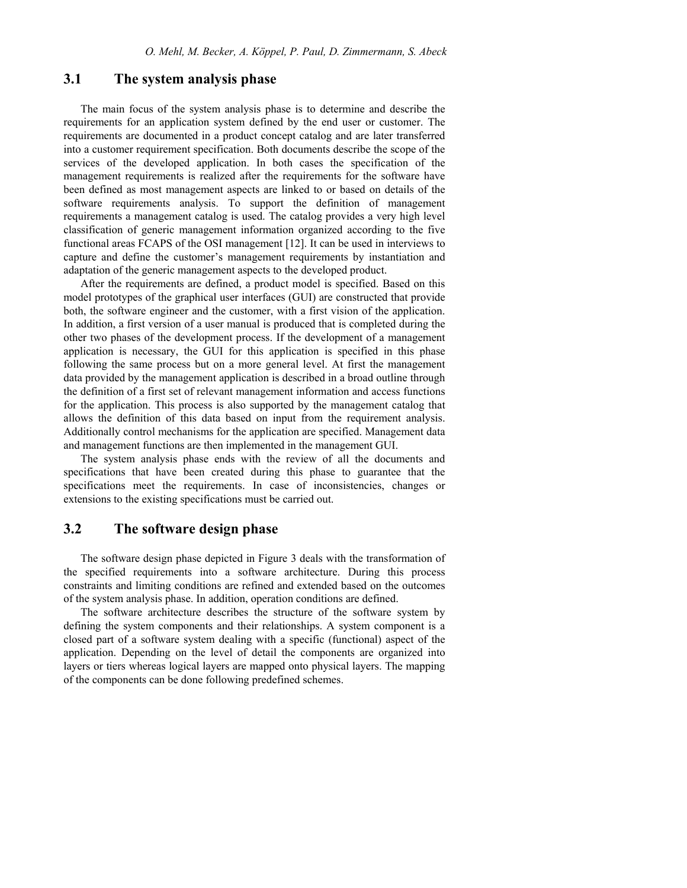## 3.1 The system analysis phase

The main focus of the system analysis phase is to determine and describe the requirements for an application system defined by the end user or customer. The requirements are documented in a product concept catalog and are later transferred into a customer requirement specification. Both documents describe the scope of the services of the developed application. In both cases the specification of the management requirements is realized after the requirements for the software have been defined as most management aspects are linked to or based on details of the software requirements analysis. To support the definition of management requirements a management catalog is used. The catalog provides a very high level classification of generic management information organized according to the five functional areas FCAPS of the OSI management [12]. It can be used in interviews to capture and define the customer's management requirements by instantiation and adaptation of the generic management aspects to the developed product.

After the requirements are defined, a product model is specified. Based on this model prototypes of the graphical user interfaces (GUI) are constructed that provide both, the software engineer and the customer, with a first vision of the application. In addition, a first version of a user manual is produced that is completed during the other two phases of the development process. If the development of a management application is necessary, the GUI for this application is specified in this phase following the same process but on a more general level. At first the management data provided by the management application is described in a broad outline through the definition of a first set of relevant management information and access functions for the application. This process is also supported by the management catalog that allows the definition of this data based on input from the requirement analysis. Additionally control mechanisms for the application are specified. Management data and management functions are then implemented in the management GUI.

The system analysis phase ends with the review of all the documents and specifications that have been created during this phase to guarantee that the specifications meet the requirements. In case of inconsistencies, changes or extensions to the existing specifications must be carried out.

## 3.2 The software design phase

The software design phase depicted in Figure 3 deals with the transformation of the specified requirements into a software architecture. During this process constraints and limiting conditions are refined and extended based on the outcomes of the system analysis phase. In addition, operation conditions are defined.

The software architecture describes the structure of the software system by defining the system components and their relationships. A system component is a closed part of a software system dealing with a specific (functional) aspect of the application. Depending on the level of detail the components are organized into layers or tiers whereas logical layers are mapped onto physical layers. The mapping of the components can be done following predefined schemes.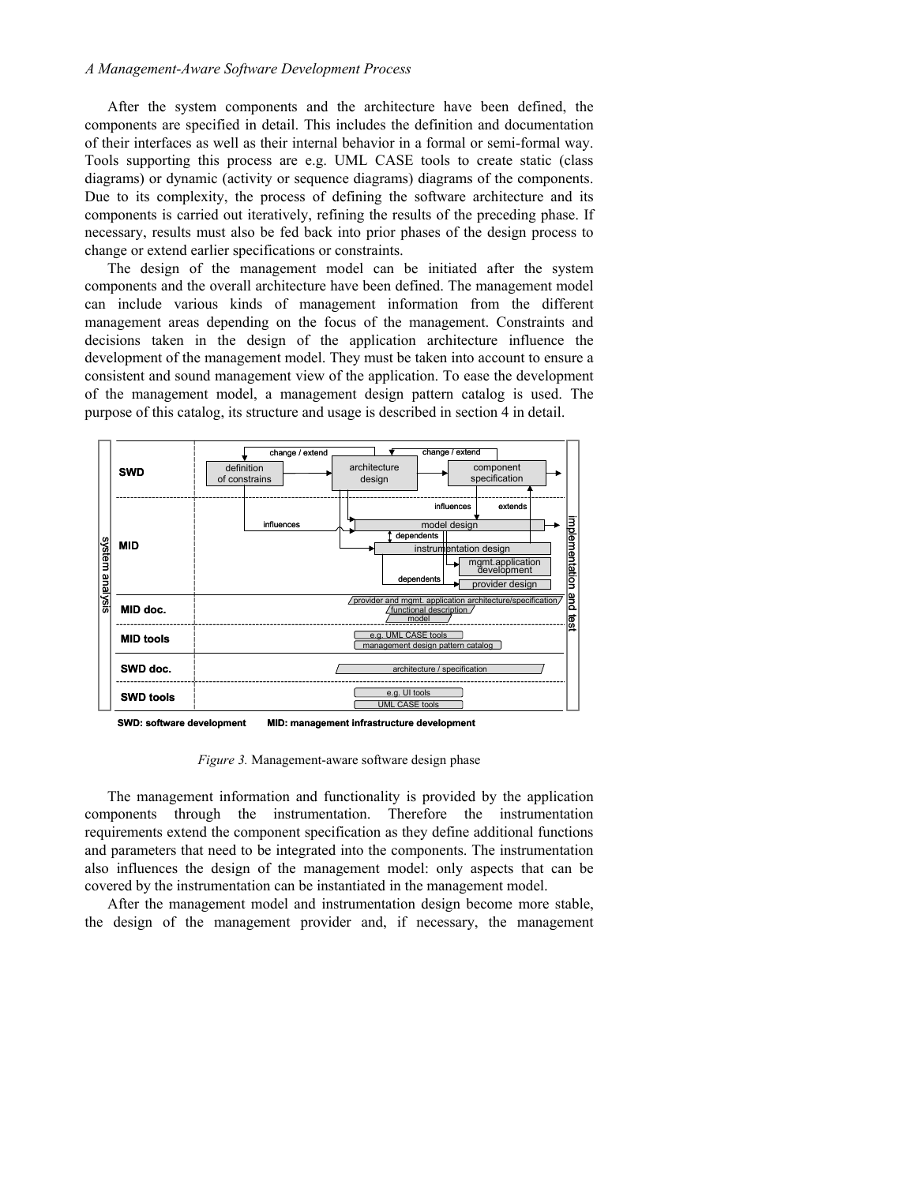After the system components and the architecture have been defined, the components are specified in detail. This includes the definition and documentation of their interfaces as well as their internal behavior in a formal or semi-formal way. Tools supporting this process are e.g. UML CASE tools to create static (class diagrams) or dynamic (activity or sequence diagrams) diagrams of the components. Due to its complexity, the process of defining the software architecture and its components is carried out iteratively, refining the results of the preceding phase. If necessary, results must also be fed back into prior phases of the design process to change or extend earlier specifications or constraints.

The design of the management model can be initiated after the system components and the overall architecture have been defined. The management model can include various kinds of management information from the different management areas depending on the focus of the management. Constraints and decisions taken in the design of the application architecture influence the development of the management model. They must be taken into account to ensure a consistent and sound management view of the application. To ease the development of the management model, a management design pattern catalog is used. The purpose of this catalog, its structure and usage is described in section 4 in detail.

system analysis

SWD

MID

MID doc.

MID tools

SWD doc.

SWD tools

change / extend

change / extend

definition of constrains

architecture design

component specification

influences

extends

influences

model design

dependents

instrumentation design

mgmt.application development

dependents

provider design

provider and mgmt. application architecture/specification

functional description

model

e.g. UML CASE tools

management design pattern catalog

architecture / specification

e.g. UI tools

UML CASE tools

implementation and test

SWD: software development MID: management infrastructure development

*Figure 3.* Management-aware software design phase

The management information and functionality is provided by the application components through the instrumentation. Therefore the instrumentation requirements extend the component specification as they define additional functions and parameters that need to be integrated into the components. The instrumentation also influences the design of the management model: only aspects that can be covered by the instrumentation can be instantiated in the management model.

After the management model and instrumentation design become more stable, the design of the management provider and, if necessary, the management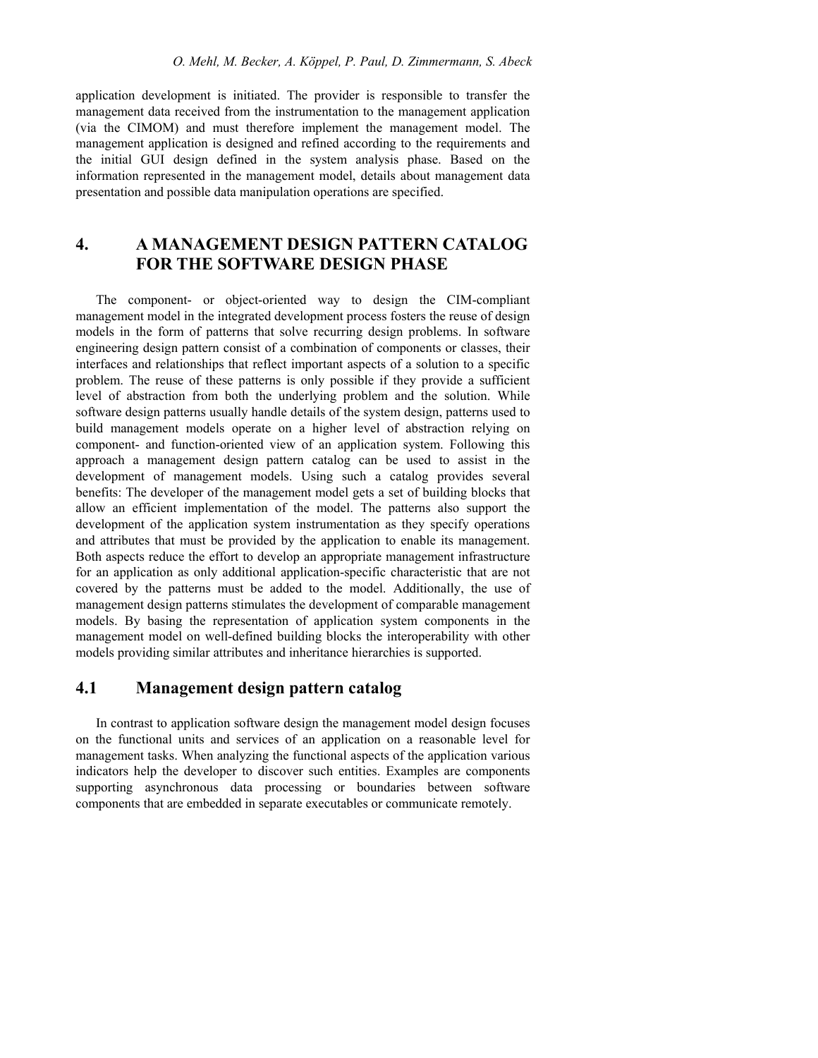application development is initiated. The provider is responsible to transfer the management data received from the instrumentation to the management application (via the CIMOM) and must therefore implement the management model. The management application is designed and refined according to the requirements and the initial GUI design defined in the system analysis phase. Based on the information represented in the management model, details about management data presentation and possible data manipulation operations are specified.

# 4. A MANAGEMENT DESIGN PATTERN CATALOG FOR THE SOFTWARE DESIGN PHASE

The component- or object-oriented way to design the CIM-compliant management model in the integrated development process fosters the reuse of design models in the form of patterns that solve recurring design problems. In software engineering design pattern consist of a combination of components or classes, their interfaces and relationships that reflect important aspects of a solution to a specific problem. The reuse of these patterns is only possible if they provide a sufficient level of abstraction from both the underlying problem and the solution. While software design patterns usually handle details of the system design, patterns used to build management models operate on a higher level of abstraction relying on component- and function-oriented view of an application system. Following this approach a management design pattern catalog can be used to assist in the development of management models. Using such a catalog provides several benefits: The developer of the management model gets a set of building blocks that allow an efficient implementation of the model. The patterns also support the development of the application system instrumentation as they specify operations and attributes that must be provided by the application to enable its management. Both aspects reduce the effort to develop an appropriate management infrastructure for an application as only additional application-specific characteristic that are not covered by the patterns must be added to the model. Additionally, the use of management design patterns stimulates the development of comparable management models. By basing the representation of application system components in the management model on well-defined building blocks the interoperability with other models providing similar attributes and inheritance hierarchies is supported.

## 4.1 Management design pattern catalog

In contrast to application software design the management model design focuses on the functional units and services of an application on a reasonable level for management tasks. When analyzing the functional aspects of the application various indicators help the developer to discover such entities. Examples are components supporting asynchronous data processing or boundaries between software components that are embedded in separate executables or communicate remotely.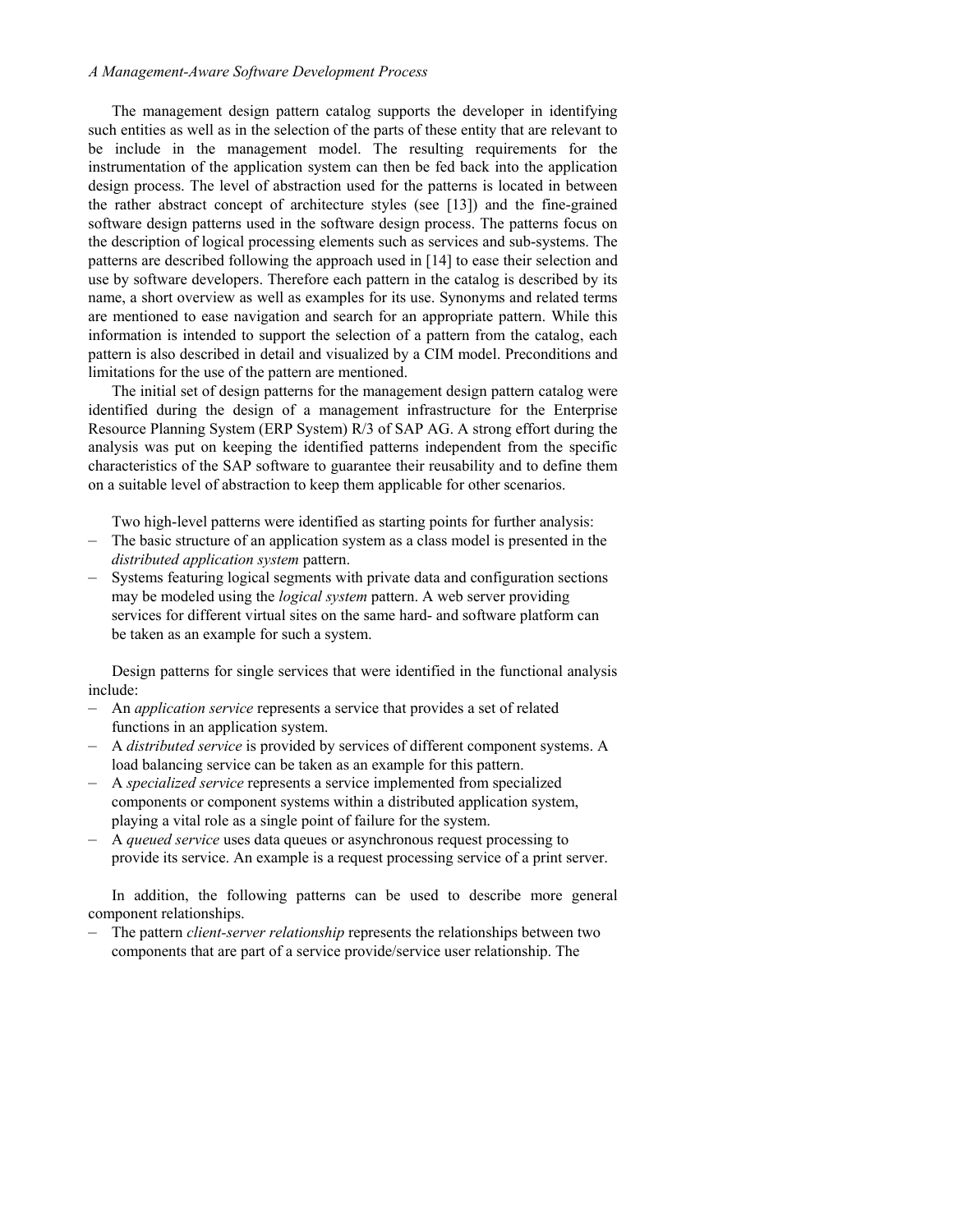The management design pattern catalog supports the developer in identifying such entities as well as in the selection of the parts of these entity that are relevant to be include in the management model. The resulting requirements for the instrumentation of the application system can then be fed back into the application design process. The level of abstraction used for the patterns is located in between the rather abstract concept of architecture styles (see [13]) and the fine-grained software design patterns used in the software design process. The patterns focus on the description of logical processing elements such as services and sub-systems. The patterns are described following the approach used in [14] to ease their selection and use by software developers. Therefore each pattern in the catalog is described by its name, a short overview as well as examples for its use. Synonyms and related terms are mentioned to ease navigation and search for an appropriate pattern. While this information is intended to support the selection of a pattern from the catalog, each pattern is also described in detail and visualized by a CIM model. Preconditions and limitations for the use of the pattern are mentioned.

The initial set of design patterns for the management design pattern catalog were identified during the design of a management infrastructure for the Enterprise Resource Planning System (ERP System) R/3 of SAP AG. A strong effort during the analysis was put on keeping the identified patterns independent from the specific characteristics of the SAP software to guarantee their reusability and to define them on a suitable level of abstraction to keep them applicable for other scenarios.

Two high-level patterns were identified as starting points for further analysis:

- The basic structure of an application system as a class model is presented in the *distributed application system* pattern.
- Systems featuring logical segments with private data and configuration sections may be modeled using the *logical system* pattern. A web server providing services for different virtual sites on the same hard- and software platform can be taken as an example for such a system.

Design patterns for single services that were identified in the functional analysis include:

- An *application service* represents a service that provides a set of related functions in an application system.
- A *distributed service* is provided by services of different component systems. A load balancing service can be taken as an example for this pattern.
- A *specialized service* represents a service implemented from specialized components or component systems within a distributed application system, playing a vital role as a single point of failure for the system.
- A *queued service* uses data queues or asynchronous request processing to provide its service. An example is a request processing service of a print server.

In addition, the following patterns can be used to describe more general component relationships.

- The pattern *client-server relationship* represents the relationships between two components that are part of a service provide/service user relationship. The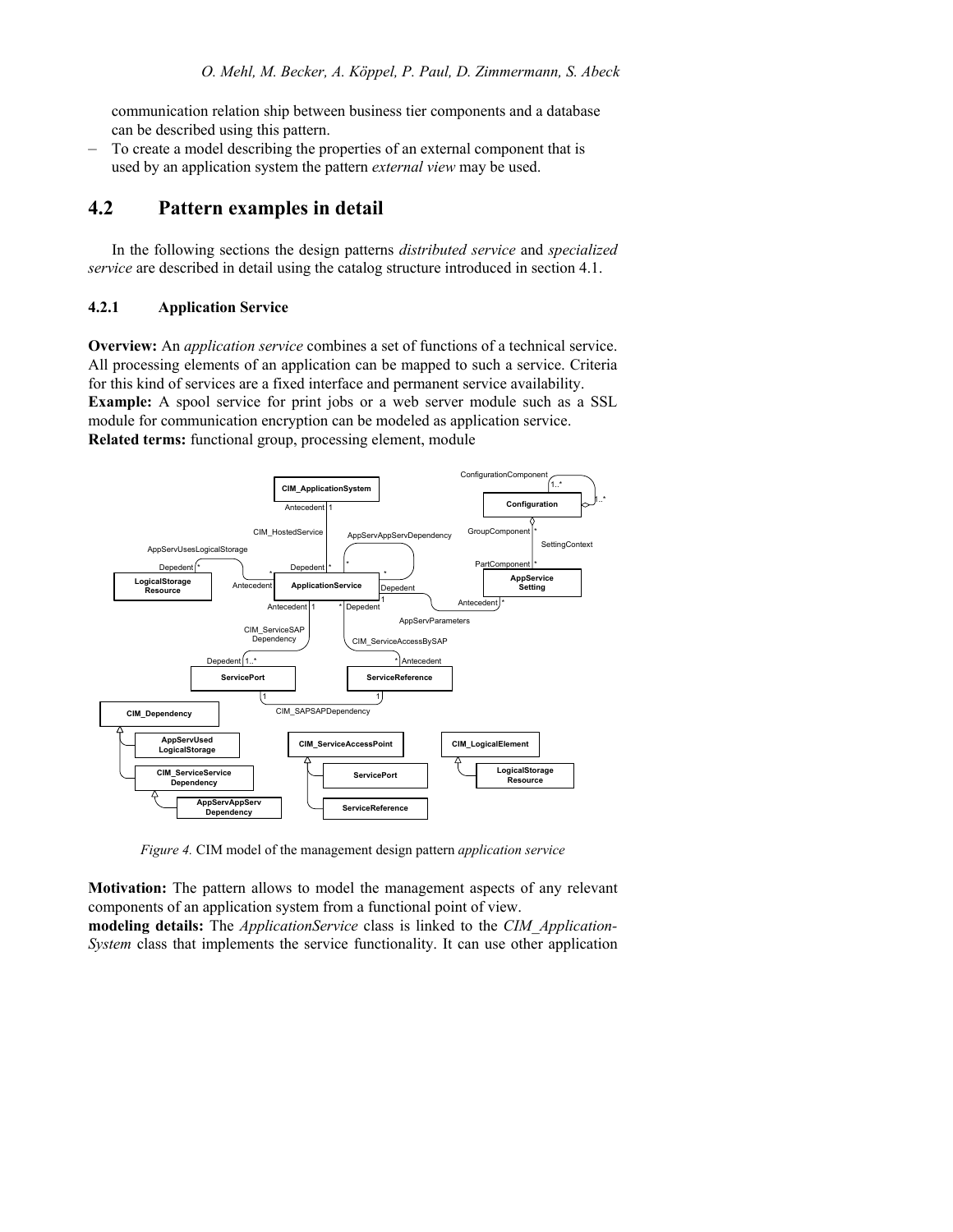communication relation ship between business tier components and a database can be described using this pattern.

– To create a model describing the properties of an external component that is used by an application system the pattern *external view* may be used.

## 4.2 Pattern examples in detail

In the following sections the design patterns *distributed service* and *specialized service* are described in detail using the catalog structure introduced in section 4.1.

### 4.2.1 Application Service

**Overview:** An *application service* combines a set of functions of a technical service. All processing elements of an application can be mapped to such a service. Criteria for this kind of services are a fixed interface and permanent service availability.
**Example:** A spool service for print jobs or a web server module such as a SSL module for communication encryption can be modeled as application service.
**Related terms:** functional group, processing element, module

*Figure 4.* CIM model of the management design pattern *application service*

**Motivation:** The pattern allows to model the management aspects of any relevant components of an application system from a functional point of view.
**modeling details:** The *ApplicationService* class is linked to the *CIM_Application-System* class that implements the service functionality. It can use other application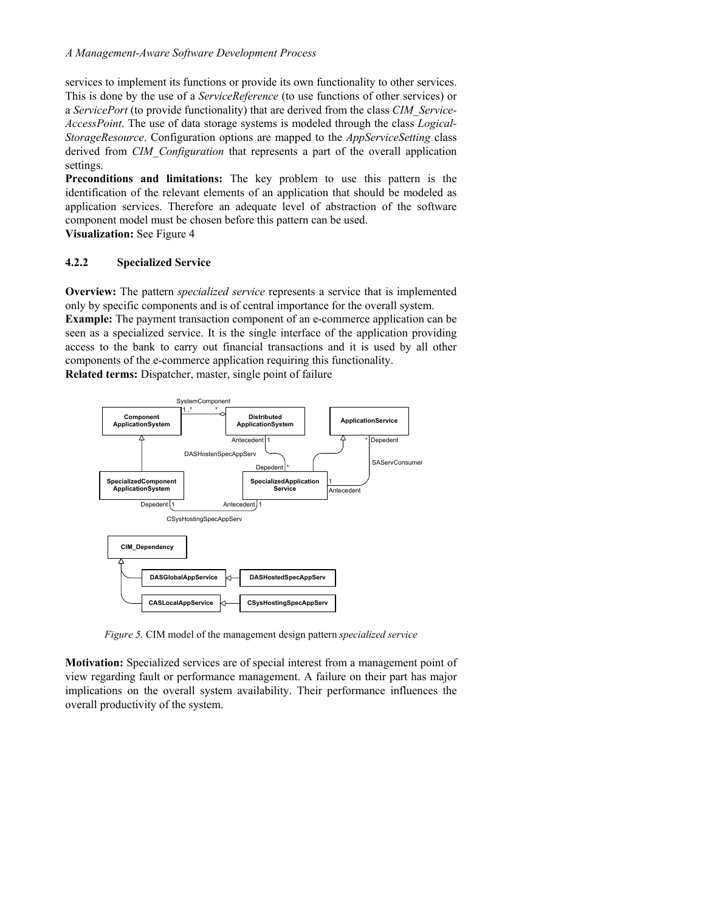services to implement its functions or provide its own functionality to other services. This is done by the use of a *ServiceReference* (to use functions of other services) or a *ServicePort* (to provide functionality) that are derived from the class *CIM_Service-AccessPoint*. The use of data storage systems is modeled through the class *Logical-StorageResource*. Configuration options are mapped to the *AppServiceSetting* class derived from *CIM_Configuration* that represents a part of the overall application settings.

**Preconditions and limitations:** The key problem to use this pattern is the identification of the relevant elements of an application that should be modeled as application services. Therefore an adequate level of abstraction of the software component model must be chosen before this pattern can be used.

**Visualization:** See Figure 4

### 4.2.2 Specialized Service

**Overview:** The pattern *specialized service* represents a service that is implemented only by specific components and is of central importance for the overall system.

**Example:** The payment transaction component of an e-commerce application can be seen as a specialized service. It is the single interface of the application providing access to the bank to carry out financial transactions and it is used by all other components of the e-commerce application requiring this functionality.

**Related terms:** Dispatcher, master, single point of failure

*Figure 5.* CIM model of the management design pattern *specialized service*

**Motivation:** Specialized services are of special interest from a management point of view regarding fault or performance management. A failure on their part has major implications on the overall system availability. Their performance influences the overall productivity of the system.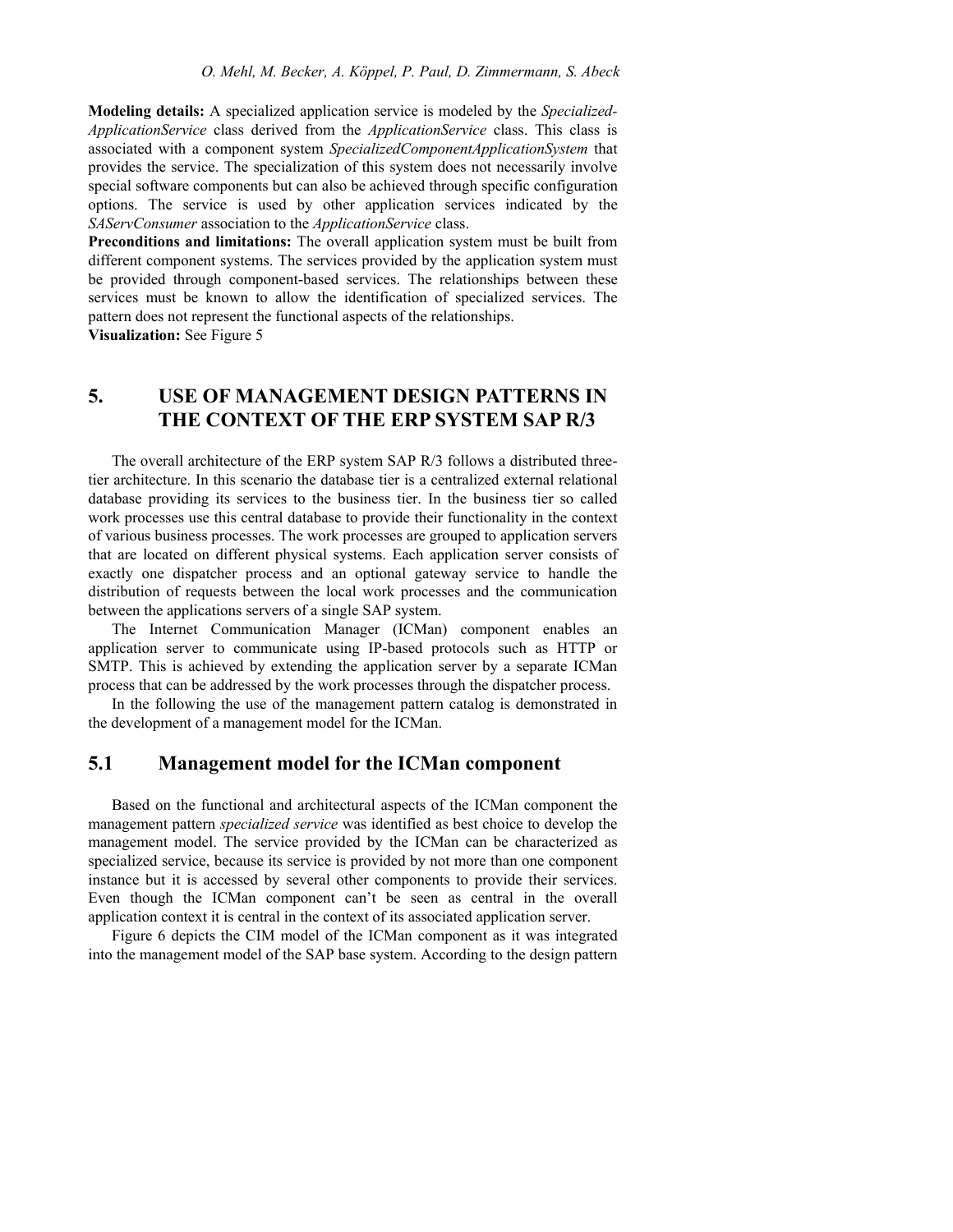**Modeling details:** A specialized application service is modeled by the *Specialized-ApplicationService* class derived from the *ApplicationService* class. This class is associated with a component system *SpecializedComponentApplicationSystem* that provides the service. The specialization of this system does not necessarily involve special software components but can also be achieved through specific configuration options. The service is used by other application services indicated by the *SAServConsumer* association to the *ApplicationService* class.

**Preconditions and limitations:** The overall application system must be built from different component systems. The services provided by the application system must be provided through component-based services. The relationships between these services must be known to allow the identification of specialized services. The pattern does not represent the functional aspects of the relationships.

**Visualization:** See Figure 5

# 5. USE OF MANAGEMENT DESIGN PATTERNS IN THE CONTEXT OF THE ERP SYSTEM SAP R/3

The overall architecture of the ERP system SAP R/3 follows a distributed three-tier architecture. In this scenario the database tier is a centralized external relational database providing its services to the business tier. In the business tier so called work processes use this central database to provide their functionality in the context of various business processes. The work processes are grouped to application servers that are located on different physical systems. Each application server consists of exactly one dispatcher process and an optional gateway service to handle the distribution of requests between the local work processes and the communication between the applications servers of a single SAP system.

The Internet Communication Manager (ICMan) component enables an application server to communicate using IP-based protocols such as HTTP or SMTP. This is achieved by extending the application server by a separate ICMan process that can be addressed by the work processes through the dispatcher process.

In the following the use of the management pattern catalog is demonstrated in the development of a management model for the ICMan.

## 5.1 Management model for the ICMan component

Based on the functional and architectural aspects of the ICMan component the management pattern *specialized service* was identified as best choice to develop the management model. The service provided by the ICMan can be characterized as specialized service, because its service is provided by not more than one component instance but it is accessed by several other components to provide their services. Even though the ICMan component can't be seen as central in the overall application context it is central in the context of its associated application server.

Figure 6 depicts the CIM model of the ICMan component as it was integrated into the management model of the SAP base system. According to the design pattern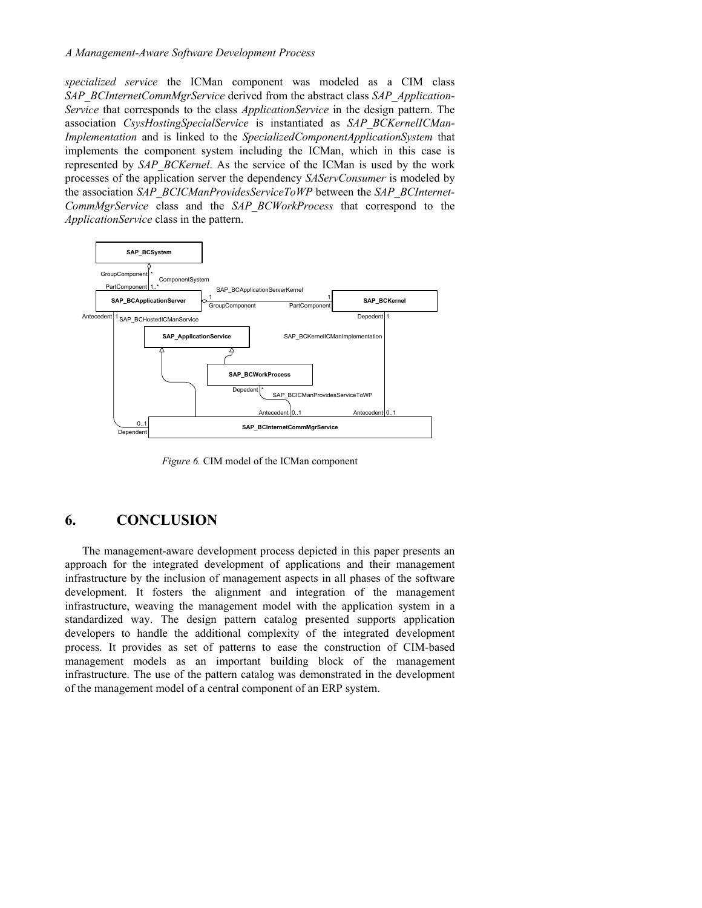*specialized service* the ICMan component was modeled as a CIM class *SAP_BCInternetCommMgrService* derived from the abstract class *SAP_Application-Service* that corresponds to the class *ApplicationService* in the design pattern. The association *CsysHostingSpecialService* is instantiated as *SAP_BCKernelICMan-Implementation* and is linked to the *SpecializedComponentApplicationSystem* that implements the component system including the ICMan, which in this case is represented by *SAP_BCKernel*. As the service of the ICMan is used by the work processes of the application server the dependency *SAServConsumer* is modeled by the association *SAP_BCICManProvidesServiceToWP* between the *SAP_BCInternet-CommMgrService* class and the *SAP_BCWorkProcess* that correspond to the *ApplicationService* class in the pattern.

*Figure 6.* CIM model of the ICMan component

# 6. CONCLUSION

The management-aware development process depicted in this paper presents an approach for the integrated development of applications and their management infrastructure by the inclusion of management aspects in all phases of the software development. It fosters the alignment and integration of the management infrastructure, weaving the management model with the application system in a standardized way. The design pattern catalog presented supports application developers to handle the additional complexity of the integrated development process. It provides as set of patterns to ease the construction of CIM-based management models as an important building block of the management infrastructure. The use of the pattern catalog was demonstrated in the development of the management model of a central component of an ERP system.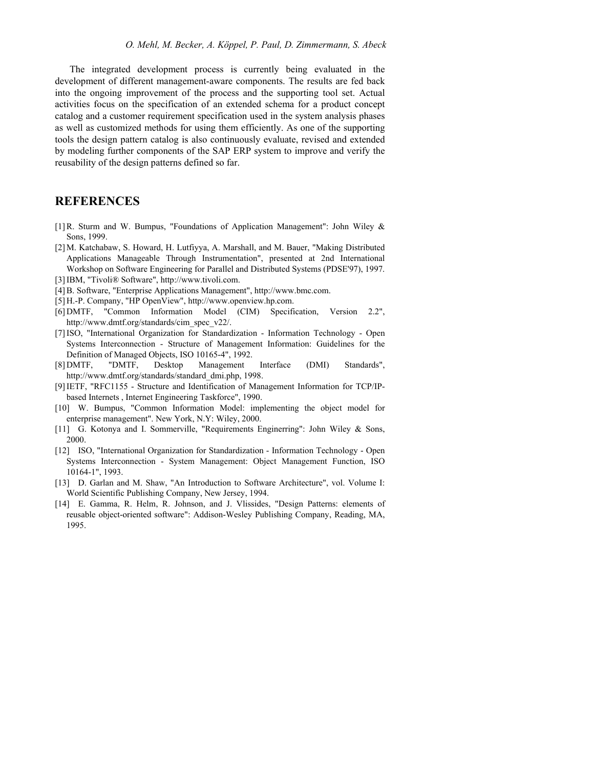The integrated development process is currently being evaluated in the development of different management-aware components. The results are fed back into the ongoing improvement of the process and the supporting tool set. Actual activities focus on the specification of an extended schema for a product concept catalog and a customer requirement specification used in the system analysis phases as well as customized methods for using them efficiently. As one of the supporting tools the design pattern catalog is also continuously evaluate, revised and extended by modeling further components of the SAP ERP system to improve and verify the reusability of the design patterns defined so far.

# REFERENCES

[1] R. Sturm and W. Bumpus, "Foundations of Application Management": John Wiley & Sons, 1999.

[2] M. Katchabaw, S. Howard, H. Lutfiyya, A. Marshall, and M. Bauer, "Making Distributed Applications Manageable Through Instrumentation", presented at 2nd International Workshop on Software Engineering for Parallel and Distributed Systems (PDSE'97), 1997.

[3] IBM, "Tivoli® Software", http://www.tivoli.com.

[4] B. Software, "Enterprise Applications Management", http://www.bmc.com.

[5] H.-P. Company, "HP OpenView", http://www.openview.hp.com.

[6] DMTF, "Common Information Model (CIM) Specification, Version 2.2", http://www.dmtf.org/standards/cim_spec_v22/.

[7] ISO, "International Organization for Standardization - Information Technology - Open Systems Interconnection - Structure of Management Information: Guidelines for the Definition of Managed Objects, ISO 10165-4", 1992.

[8] DMTF, "DMTF, Desktop Management Interface (DMI) Standards", http://www.dmtf.org/standards/standard_dmi.php, 1998.

[9] IETF, "RFC1155 - Structure and Identification of Management Information for TCP/IP-based Internets , Internet Engineering Taskforce", 1990.

[10] W. Bumpus, "Common Information Model: implementing the object model for enterprise management". New York, N.Y: Wiley, 2000.

[11] G. Kotonya and I. Sommerville, "Requirements Enginerring": John Wiley & Sons, 2000.

[12] ISO, "International Organization for Standardization - Information Technology - Open Systems Interconnection - System Management: Object Management Function, ISO 10164-1", 1993.

[13] D. Garlan and M. Shaw, "An Introduction to Software Architecture", vol. Volume I: World Scientific Publishing Company, New Jersey, 1994.

[14] E. Gamma, R. Helm, R. Johnson, and J. Vlissides, "Design Patterns: elements of reusable object-oriented software": Addison-Wesley Publishing Company, Reading, MA, 1995.